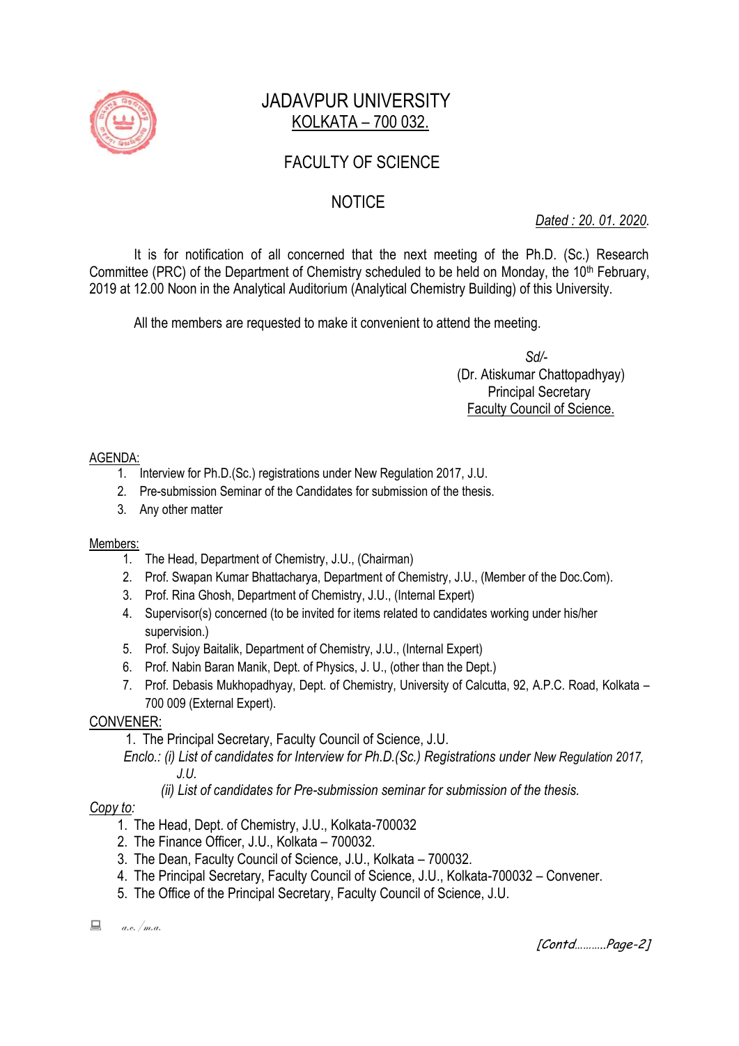# JADAVPUR UNIVERSITY

## KOLKATA – 700 032.

## FACULTY OF SCIENCE

## NOTICE

*Dated : 20. 01. 2020.*

It is for notification of all concerned that the next meeting of the Ph.D. (Sc.) Research Committee (PRC) of the Department of Chemistry scheduled to be held on Monday, the 10th February, 2019 at 12.00 Noon in the Analytical Auditorium (Analytical Chemistry Building) of this University.

All the members are requested to make it convenient to attend the meeting.

*Sd/-*
(Dr. Atiskumar Chattopadhyay)
Principal Secretary
Faculty Council of Science.

AGENDA:

1. Interview for Ph.D.(Sc.) registrations under New Regulation 2017, J.U.
2. Pre-submission Seminar of the Candidates for submission of the thesis.
3. Any other matter

Members:

1. The Head, Department of Chemistry, J.U., (Chairman)
2. Prof. Swapan Kumar Bhattacharya, Department of Chemistry, J.U., (Member of the Doc.Com).
3. Prof. Rina Ghosh, Department of Chemistry, J.U., (Internal Expert)
4. Supervisor(s) concerned (to be invited for items related to candidates working under his/her supervision.)
5. Prof. Sujoy Baitalik, Department of Chemistry, J.U., (Internal Expert)
6. Prof. Nabin Baran Manik, Dept. of Physics, J. U., (other than the Dept.)
7. Prof. Debasis Mukhopadhyay, Dept. of Chemistry, University of Calcutta, 92, A.P.C. Road, Kolkata – 700 009 (External Expert).

CONVENER:

1. The Principal Secretary, Faculty Council of Science, J.U.

*Enclo.: (i) List of candidates for Interview for Ph.D.(Sc.) Registrations under New Regulation 2017, J.U.*

*(ii) List of candidates for Pre-submission seminar for submission of the thesis.*

*Copy to:*

1. The Head, Dept. of Chemistry, J.U., Kolkata-700032
2. The Finance Officer, J.U., Kolkata – 700032.
3. The Dean, Faculty Council of Science, J.U., Kolkata – 700032.
4. The Principal Secretary, Faculty Council of Science, J.U., Kolkata-700032 – Convener.
5. The Office of the Principal Secretary, Faculty Council of Science, J.U.

*a.c./m.a.*

*[Contd……….Page-2]*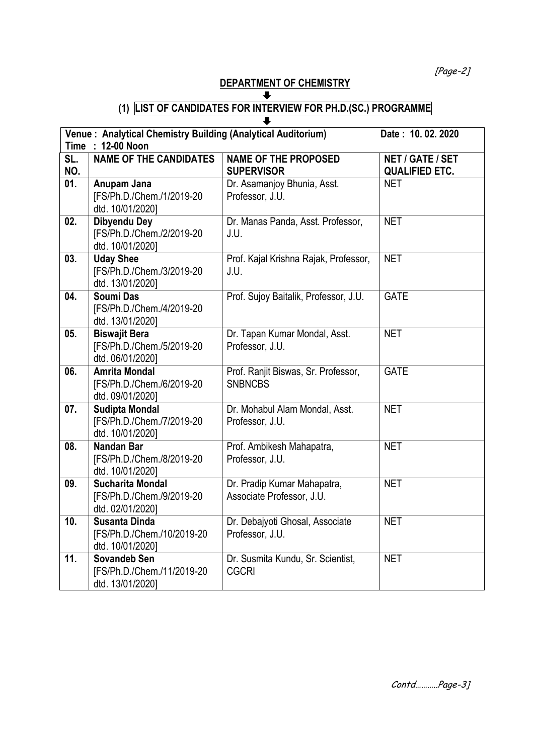## DEPARTMENT OF CHEMISTRY

↓

### (1) LIST OF CANDIDATES FOR INTERVIEW FOR PH.D.(SC.) PROGRAMME

↓

**Venue : Analytical Chemistry Building (Analytical Auditorium)** **Date : 10. 02. 2020**

**Time : 12-00 Noon**

| SL. NO. | NAME OF THE CANDIDATES | NAME OF THE PROPOSED SUPERVISOR | NET / GATE / SET QUALIFIED ETC. |
|---|---|---|---|
| 01. | **Anupam Jana** [FS/Ph.D./Chem./1/2019-20 dtd. 10/01/2020] | Dr. Asamanjoy Bhunia, Asst. Professor, J.U. | NET |
| 02. | **Dibyendu Dey** [FS/Ph.D./Chem./2/2019-20 dtd. 10/01/2020] | Dr. Manas Panda, Asst. Professor, J.U. | NET |
| 03. | **Uday Shee** [FS/Ph.D./Chem./3/2019-20 dtd. 13/01/2020] | Prof. Kajal Krishna Rajak, Professor, J.U. | NET |
| 04. | **Soumi Das** [FS/Ph.D./Chem./4/2019-20 dtd. 13/01/2020] | Prof. Sujoy Baitalik, Professor, J.U. | GATE |
| 05. | **Biswajit Bera** [FS/Ph.D./Chem./5/2019-20 dtd. 06/01/2020] | Dr. Tapan Kumar Mondal, Asst. Professor, J.U. | NET |
| 06. | **Amrita Mondal** [FS/Ph.D./Chem./6/2019-20 dtd. 09/01/2020] | Prof. Ranjit Biswas, Sr. Professor, SNBNCBS | GATE |
| 07. | **Sudipta Mondal** [FS/Ph.D./Chem./7/2019-20 dtd. 10/01/2020] | Dr. Mohabul Alam Mondal, Asst. Professor, J.U. | NET |
| 08. | **Nandan Bar** [FS/Ph.D./Chem./8/2019-20 dtd. 10/01/2020] | Prof. Ambikesh Mahapatra, Professor, J.U. | NET |
| 09. | **Sucharita Mondal** [FS/Ph.D./Chem./9/2019-20 dtd. 02/01/2020] | Dr. Pradip Kumar Mahapatra, Associate Professor, J.U. | NET |
| 10. | **Susanta Dinda** [FS/Ph.D./Chem./10/2019-20 dtd. 10/01/2020] | Dr. Debajyoti Ghosal, Associate Professor, J.U. | NET |
| 11. | **Sovandeb Sen** [FS/Ph.D./Chem./11/2019-20 dtd. 13/01/2020] | Dr. Susmita Kundu, Sr. Scientist, CGCRI | NET |

*Contd……….Page-3]*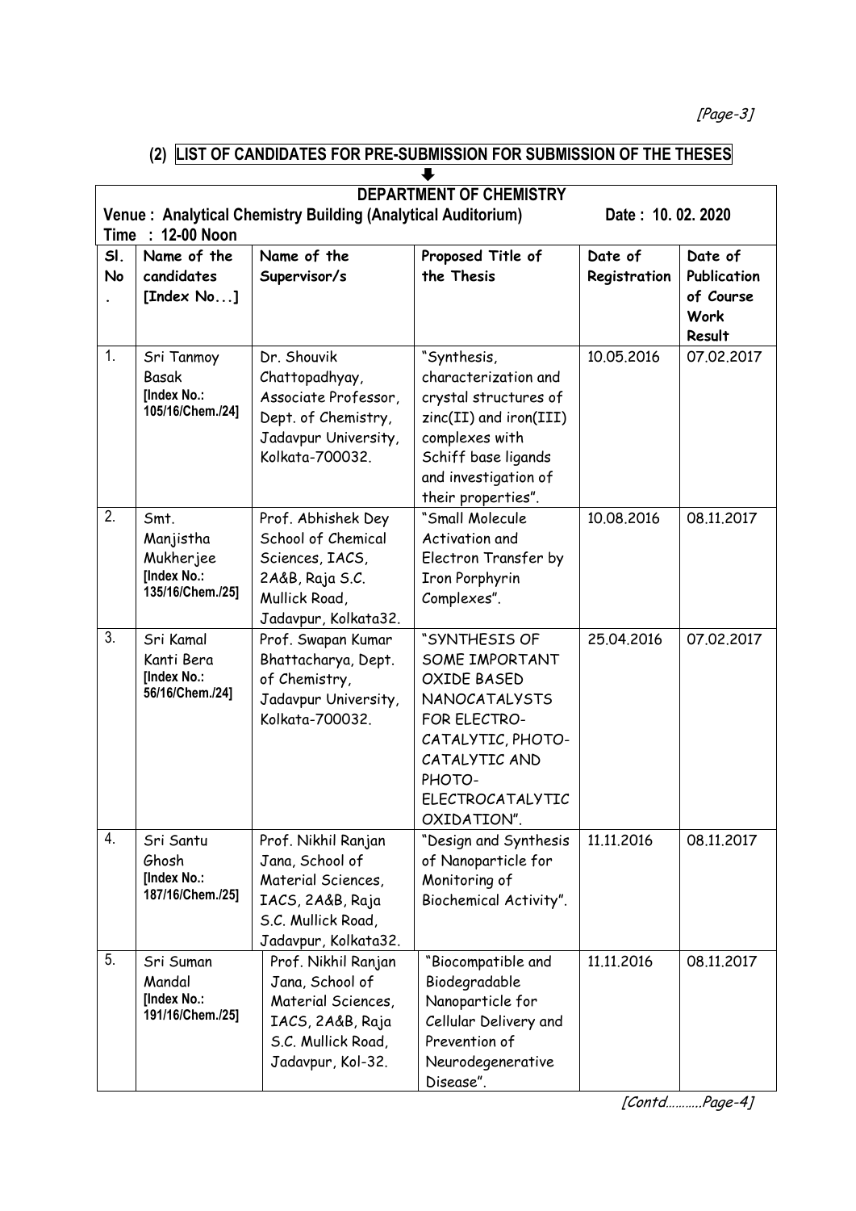## (2) LIST OF CANDIDATES FOR PRE-SUBMISSION FOR SUBMISSION OF THE THESES

⬇

**DEPARTMENT OF CHEMISTRY**

**Venue : Analytical Chemistry Building (Analytical Auditorium)** **Date : 10. 02. 2020**

**Time : 12-00 Noon**

| Sl. No. | Name of the candidates [Index No...] | Name of the Supervisor/s | Proposed Title of the Thesis | Date of Registration | Date of Publication of Course Work Result |
|---|---|---|---|---|---|
| 1. | Sri Tanmoy Basak [Index No.: 105/16/Chem./24] | Dr. Shouvik Chattopadhyay, Associate Professor, Dept. of Chemistry, Jadavpur University, Kolkata-700032. | "Synthesis, characterization and crystal structures of zinc(II) and iron(III) complexes with Schiff base ligands and investigation of their properties". | 10.05.2016 | 07.02.2017 |
| 2. | Smt. Manjistha Mukherjee [Index No.: 135/16/Chem./25] | Prof. Abhishek Dey School of Chemical Sciences, IACS, 2A&B, Raja S.C. Mullick Road, Jadavpur, Kolkata32. | "Small Molecule Activation and Electron Transfer by Iron Porphyrin Complexes". | 10.08.2016 | 08.11.2017 |
| 3. | Sri Kamal Kanti Bera [Index No.: 56/16/Chem./24] | Prof. Swapan Kumar Bhattacharya, Dept. of Chemistry, Jadavpur University, Kolkata-700032. | "SYNTHESIS OF SOME IMPORTANT OXIDE BASED NANOCATALYSTS FOR ELECTRO-CATALYTIC, PHOTO-CATALYTIC AND PHOTO-ELECTROCATALYTIC OXIDATION". | 25.04.2016 | 07.02.2017 |
| 4. | Sri Santu Ghosh [Index No.: 187/16/Chem./25] | Prof. Nikhil Ranjan Jana, School of Material Sciences, IACS, 2A&B, Raja S.C. Mullick Road, Jadavpur, Kolkata32. | "Design and Synthesis of Nanoparticle for Monitoring of Biochemical Activity". | 11.11.2016 | 08.11.2017 |
| 5. | Sri Suman Mandal [Index No.: 191/16/Chem./25] | Prof. Nikhil Ranjan Jana, School of Material Sciences, IACS, 2A&B, Raja S.C. Mullick Road, Jadavpur, Kol-32. | "Biocompatible and Biodegradable Nanoparticle for Cellular Delivery and Prevention of Neurodegenerative Disease". | 11.11.2016 | 08.11.2017 |

[Contd..........Page-4]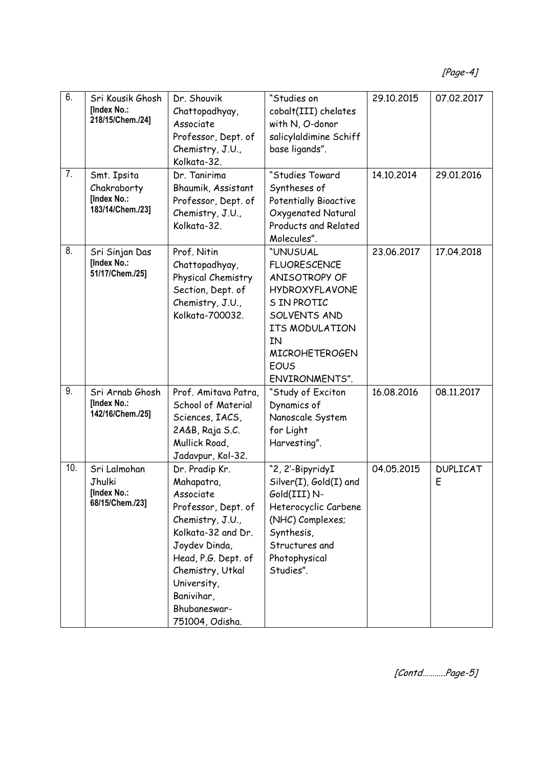| | | | | | |
|---|---|---|---|---|---|
| 6. | Sri Kousik Ghosh **[Index No.: 218/15/Chem./24]** | Dr. Shouvik Chattopadhyay, Associate Professor, Dept. of Chemistry, J.U., Kolkata-32. | "Studies on cobalt(III) chelates with N, O-donor salicylaldimine Schiff base ligands". | 29.10.2015 | 07.02.2017 |
| 7. | Smt. Ipsita Chakraborty **[Index No.: 183/14/Chem./23]** | Dr. Tanirima Bhaumik, Assistant Professor, Dept. of Chemistry, J.U., Kolkata-32. | "Studies Toward Syntheses of Potentially Bioactive Oxygenated Natural Products and Related Molecules". | 14.10.2014 | 29.01.2016 |
| 8. | Sri Sinjan Das **[Index No.: 51/17/Chem./25]** | Prof. Nitin Chattopadhyay, Physical Chemistry Section, Dept. of Chemistry, J.U., Kolkata-700032. | "UNUSUAL FLUORESCENCE ANISOTROPY OF HYDROXYFLAVONES IN PROTIC SOLVENTS AND ITS MODULATION IN MICROHETEROGENEOUS ENVIRONMENTS". | 23.06.2017 | 17.04.2018 |
| 9. | Sri Arnab Ghosh **[Index No.: 142/16/Chem./25]** | Prof. Amitava Patra, School of Material Sciences, IACS, 2A&B, Raja S.C. Mullick Road, Jadavpur, Kol-32. | "Study of Exciton Dynamics of Nanoscale System for Light Harvesting". | 16.08.2016 | 08.11.2017 |
| 10. | Sri Lalmohan Jhulki **[Index No.: 68/15/Chem./23]** | Dr. Pradip Kr. Mahapatra, Associate Professor, Dept. of Chemistry, J.U., Kolkata-32 and Dr. Joydev Dinda, Head, P.G. Dept. of Chemistry, Utkal University, Banivihar, Bhubaneswar-751004, Odisha. | "2, 2'-BipyridyI Silver(I), Gold(I) and Gold(III) N-Heterocyclic Carbene (NHC) Complexes; Synthesis, Structures and Photophysical Studies". | 04.05.2015 | DUPLICATE |

*[Contd……….Page-5]*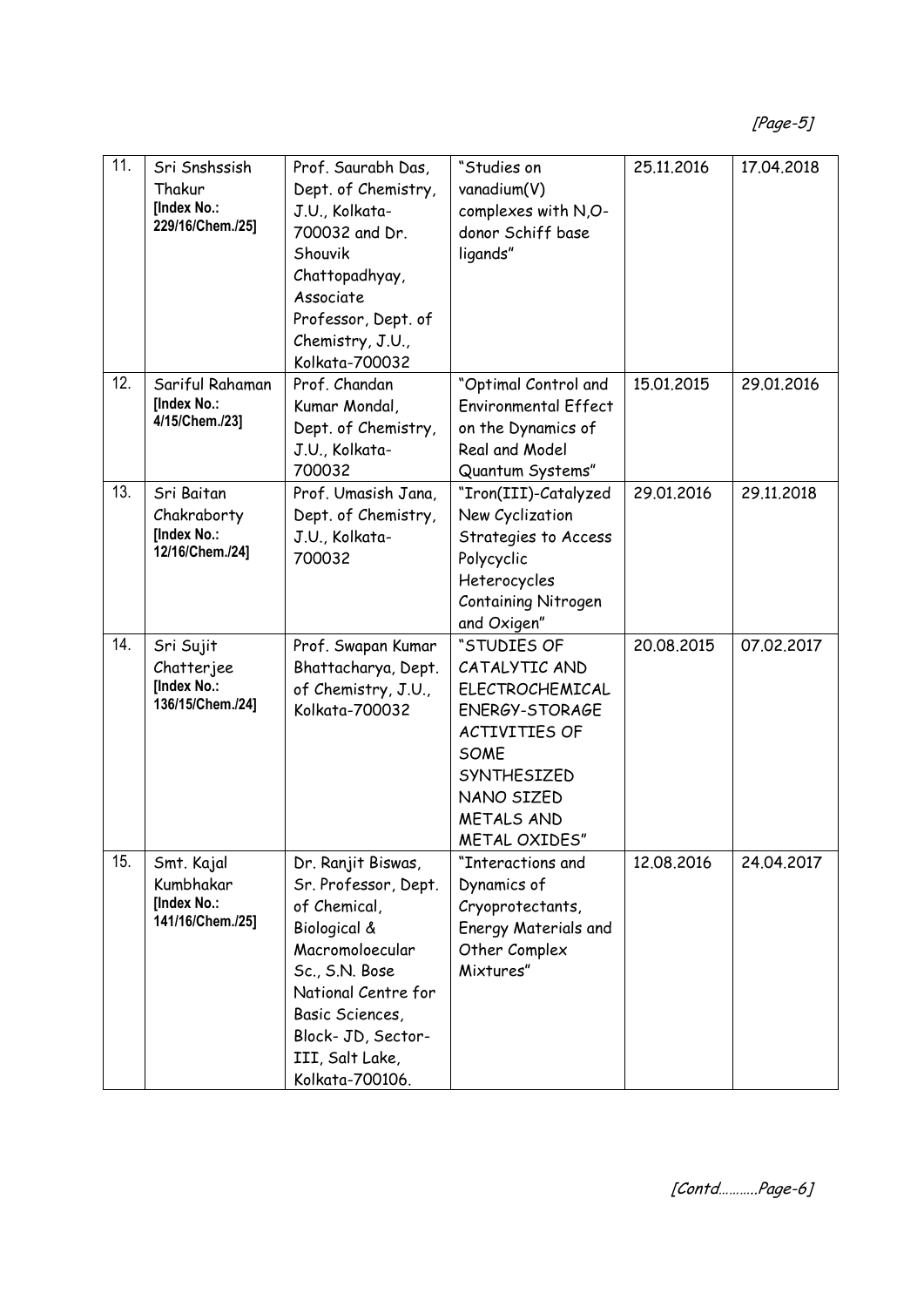| 11. | Sri Snshssish Thakur **[Index No.: 229/16/Chem./25]** | Prof. Saurabh Das, Dept. of Chemistry, J.U., Kolkata-700032 and Dr. Shouvik Chattopadhyay, Associate Professor, Dept. of Chemistry, J.U., Kolkata-700032 | "Studies on vanadium(V) complexes with N,O-donor Schiff base ligands" | 25.11.2016 | 17.04.2018 |
|---|---|---|---|---|---|
| 12. | Sariful Rahaman **[Index No.: 4/15/Chem./23]** | Prof. Chandan Kumar Mondal, Dept. of Chemistry, J.U., Kolkata-700032 | "Optimal Control and Environmental Effect on the Dynamics of Real and Model Quantum Systems" | 15.01.2015 | 29.01.2016 |
| 13. | Sri Baitan Chakraborty **[Index No.: 12/16/Chem./24]** | Prof. Umasish Jana, Dept. of Chemistry, J.U., Kolkata-700032 | "Iron(III)-Catalyzed New Cyclization Strategies to Access Polycyclic Heterocycles Containing Nitrogen and Oxigen" | 29.01.2016 | 29.11.2018 |
| 14. | Sri Sujit Chatterjee **[Index No.: 136/15/Chem./24]** | Prof. Swapan Kumar Bhattacharya, Dept. of Chemistry, J.U., Kolkata-700032 | "STUDIES OF CATALYTIC AND ELECTROCHEMICAL ENERGY-STORAGE ACTIVITIES OF SOME SYNTHESIZED NANO SIZED METALS AND METAL OXIDES" | 20.08.2015 | 07.02.2017 |
| 15. | Smt. Kajal Kumbhakar **[Index No.: 141/16/Chem./25]** | Dr. Ranjit Biswas, Sr. Professor, Dept. of Chemical, Biological & Macromoloecular Sc., S.N. Bose National Centre for Basic Sciences, Block- JD, Sector-III, Salt Lake, Kolkata-700106. | "Interactions and Dynamics of Cryoprotectants, Energy Materials and Other Complex Mixtures" | 12.08.2016 | 24.04.2017 |

*[Contd……….Page-6]*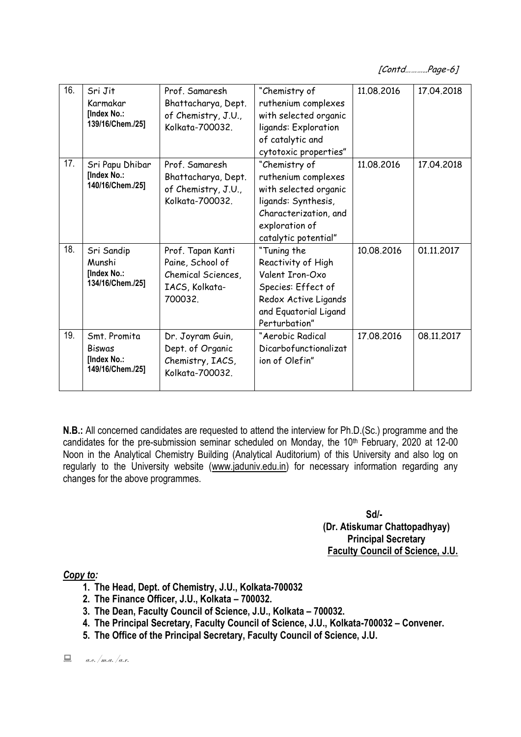[Contd……….Page-6]

| | | | | | |
|---|---|---|---|---|---|
| 16. | Sri Jit Karmakar [Index No.: 139/16/Chem./25] | Prof. Samaresh Bhattacharya, Dept. of Chemistry, J.U., Kolkata-700032. | "Chemistry of ruthenium complexes with selected organic ligands: Exploration of catalytic and cytotoxic properties" | 11.08.2016 | 17.04.2018 |
| 17. | Sri Papu Dhibar [Index No.: 140/16/Chem./25] | Prof. Samaresh Bhattacharya, Dept. of Chemistry, J.U., Kolkata-700032. | "Chemistry of ruthenium complexes with selected organic ligands: Synthesis, Characterization, and exploration of catalytic potential" | 11.08.2016 | 17.04.2018 |
| 18. | Sri Sandip Munshi [Index No.: 134/16/Chem./25] | Prof. Tapan Kanti Paine, School of Chemical Sciences, IACS, Kolkata-700032. | "Tuning the Reactivity of High Valent Iron-Oxo Species: Effect of Redox Active Ligands and Equatorial Ligand Perturbation" | 10.08.2016 | 01.11.2017 |
| 19. | Smt. Promita Biswas [Index No.: 149/16/Chem./25] | Dr. Joyram Guin, Dept. of Organic Chemistry, IACS, Kolkata-700032. | "Aerobic Radical Dicarbofunctionalization of Olefin" | 17.08.2016 | 08.11.2017 |

**N.B.:** All concerned candidates are requested to attend the interview for Ph.D.(Sc.) programme and the candidates for the pre-submission seminar scheduled on Monday, the 10th February, 2020 at 12-00 Noon in the Analytical Chemistry Building (Analytical Auditorium) of this University and also log on regularly to the University website (www.jaduniv.edu.in) for necessary information regarding any changes for the above programmes.

**Sd/-**
**(Dr. Atiskumar Chattopadhyay)**
**Principal Secretary**
**Faculty Council of Science, J.U.**

***Copy to:***

1. **The Head, Dept. of Chemistry, J.U., Kolkata-700032**
2. **The Finance Officer, J.U., Kolkata – 700032.**
3. **The Dean, Faculty Council of Science, J.U., Kolkata – 700032.**
4. **The Principal Secretary, Faculty Council of Science, J.U., Kolkata-700032 – Convener.**
5. **The Office of the Principal Secretary, Faculty Council of Science, J.U.**

*a.e./m.a./a.r.*